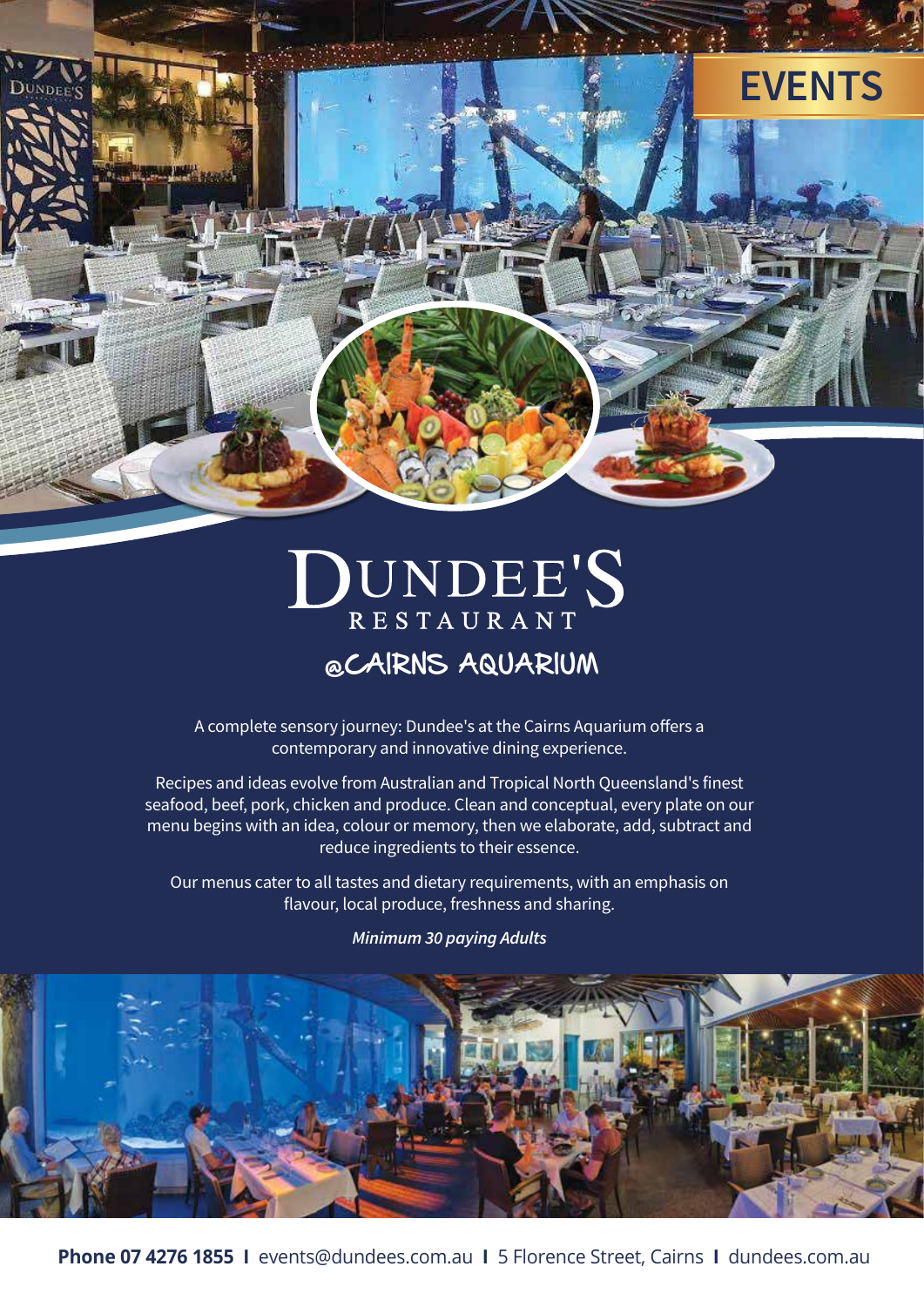# EVENTS

# DUNDEE'S RESTAURANT

## @CAIRNS AQUARIUM

A complete sensory journey: Dundee's at the Cairns Aquarium offers a contemporary and innovative dining experience.

Recipes and ideas evolve from Australian and Tropical North Queensland's finest seafood, beef, pork, chicken and produce. Clean and conceptual, every plate on our menu begins with an idea, colour or memory, then we elaborate, add, subtract and reduce ingredients to their essence.

Our menus cater to all tastes and dietary requirements, with an emphasis on flavour, local produce, freshness and sharing.

***Minimum 30 paying Adults***

**Phone 07 4276 1855** I events@dundees.com.au I 5 Florence Street, Cairns I dundees.com.au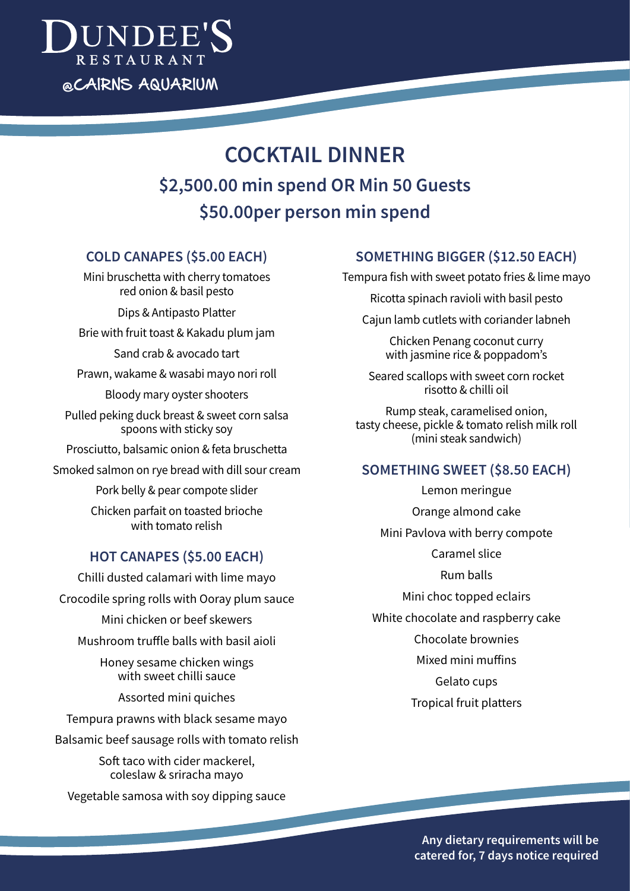# DUNDEE'S RESTAURANT
@CAIRNS AQUARIUM

## COCKTAIL DINNER

### $2,500.00 min spend OR Min 50 Guests

### $50.00per person min spend

### COLD CANAPES ($5.00 EACH)

Mini bruschetta with cherry tomatoes red onion & basil pesto

Dips & Antipasto Platter

Brie with fruit toast & Kakadu plum jam

Sand crab & avocado tart

Prawn, wakame & wasabi mayo nori roll

Bloody mary oyster shooters

Pulled peking duck breast & sweet corn salsa spoons with sticky soy

Prosciutto, balsamic onion & feta bruschetta

Smoked salmon on rye bread with dill sour cream

Pork belly & pear compote slider

Chicken parfait on toasted brioche with tomato relish

### HOT CANAPES ($5.00 EACH)

Chilli dusted calamari with lime mayo

Crocodile spring rolls with Ooray plum sauce

Mini chicken or beef skewers

Mushroom truffle balls with basil aioli

Honey sesame chicken wings with sweet chilli sauce

Assorted mini quiches

Tempura prawns with black sesame mayo

Balsamic beef sausage rolls with tomato relish

Soft taco with cider mackerel, coleslaw & sriracha mayo

Vegetable samosa with soy dipping sauce

### SOMETHING BIGGER ($12.50 EACH)

Tempura fish with sweet potato fries & lime mayo

Ricotta spinach ravioli with basil pesto

Cajun lamb cutlets with coriander labneh

Chicken Penang coconut curry with jasmine rice & poppadom's

Seared scallops with sweet corn rocket risotto & chilli oil

Rump steak, caramelised onion, tasty cheese, pickle & tomato relish milk roll (mini steak sandwich)

### SOMETHING SWEET ($8.50 EACH)

Lemon meringue

Orange almond cake

Mini Pavlova with berry compote

Caramel slice

Rum balls

Mini choc topped eclairs

White chocolate and raspberry cake

Chocolate brownies

Mixed mini muffins

Gelato cups

Tropical fruit platters

**Any dietary requirements will be catered for, 7 days notice required**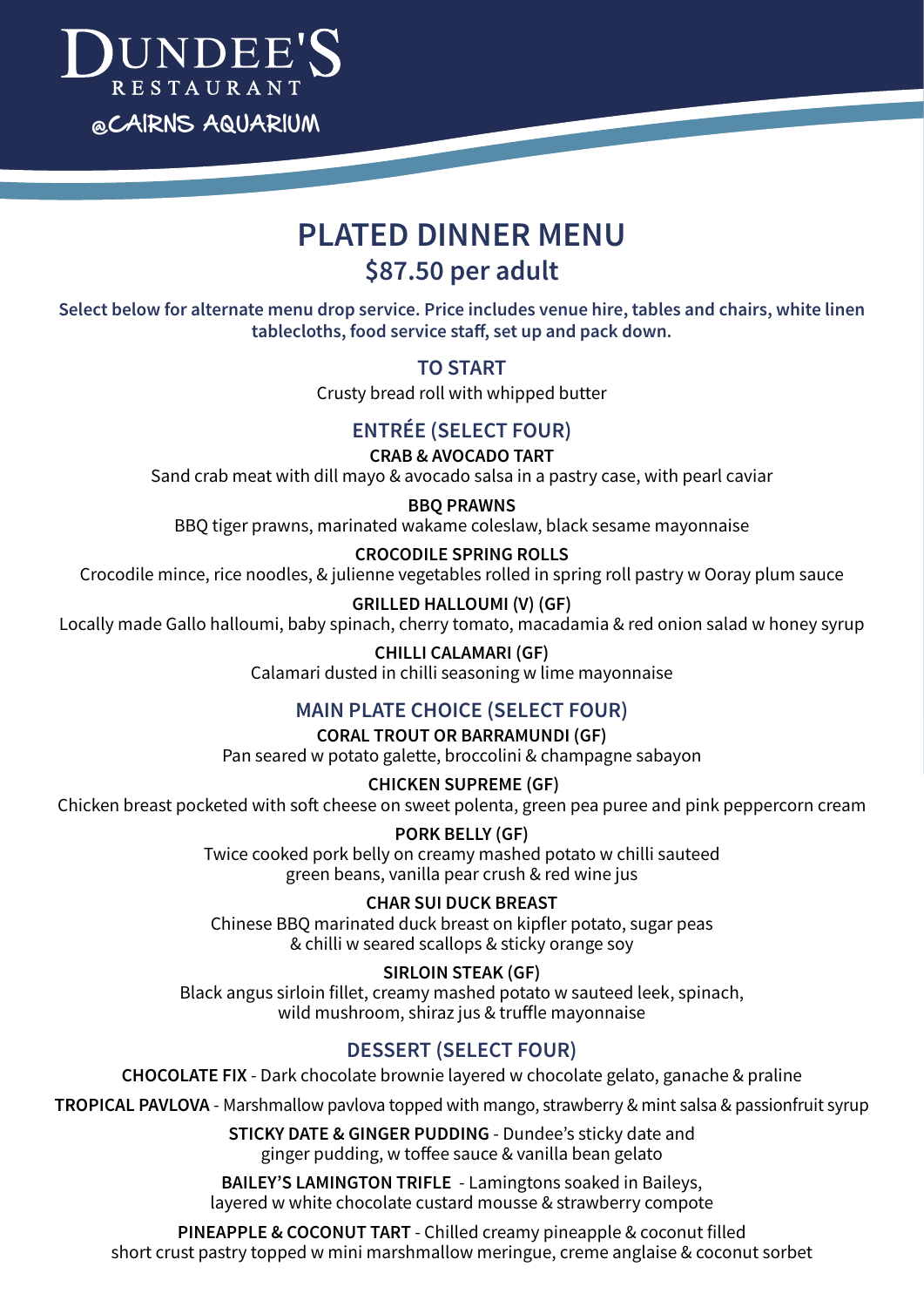# DUNDEE'S
RESTAURANT
@CAIRNS AQUARIUM

## PLATED DINNER MENU
### $87.50 per adult

**Select below for alternate menu drop service. Price includes venue hire, tables and chairs, white linen tablecloths, food service staff, set up and pack down.**

### TO START

Crusty bread roll with whipped butter

### ENTRÉE (SELECT FOUR)

**CRAB & AVOCADO TART**
Sand crab meat with dill mayo & avocado salsa in a pastry case, with pearl caviar

**BBQ PRAWNS**
BBQ tiger prawns, marinated wakame coleslaw, black sesame mayonnaise

**CROCODILE SPRING ROLLS**
Crocodile mince, rice noodles, & julienne vegetables rolled in spring roll pastry w Ooray plum sauce

**GRILLED HALLOUMI (V) (GF)**
Locally made Gallo halloumi, baby spinach, cherry tomato, macadamia & red onion salad w honey syrup

**CHILLI CALAMARI (GF)**
Calamari dusted in chilli seasoning w lime mayonnaise

### MAIN PLATE CHOICE (SELECT FOUR)

**CORAL TROUT OR BARRAMUNDI (GF)**
Pan seared w potato galette, broccolini & champagne sabayon

**CHICKEN SUPREME (GF)**
Chicken breast pocketed with soft cheese on sweet polenta, green pea puree and pink peppercorn cream

**PORK BELLY (GF)**
Twice cooked pork belly on creamy mashed potato w chilli sauteed green beans, vanilla pear crush & red wine jus

**CHAR SUI DUCK BREAST**
Chinese BBQ marinated duck breast on kipfler potato, sugar peas & chilli w seared scallops & sticky orange soy

**SIRLOIN STEAK (GF)**
Black angus sirloin fillet, creamy mashed potato w sauteed leek, spinach, wild mushroom, shiraz jus & truffle mayonnaise

### DESSERT (SELECT FOUR)

**CHOCOLATE FIX** - Dark chocolate brownie layered w chocolate gelato, ganache & praline

**TROPICAL PAVLOVA** - Marshmallow pavlova topped with mango, strawberry & mint salsa & passionfruit syrup

**STICKY DATE & GINGER PUDDING** - Dundee's sticky date and ginger pudding, w toffee sauce & vanilla bean gelato

**BAILEY'S LAMINGTON TRIFLE** - Lamingtons soaked in Baileys, layered w white chocolate custard mousse & strawberry compote

**PINEAPPLE & COCONUT TART** - Chilled creamy pineapple & coconut filled short crust pastry topped w mini marshmallow meringue, creme anglaise & coconut sorbet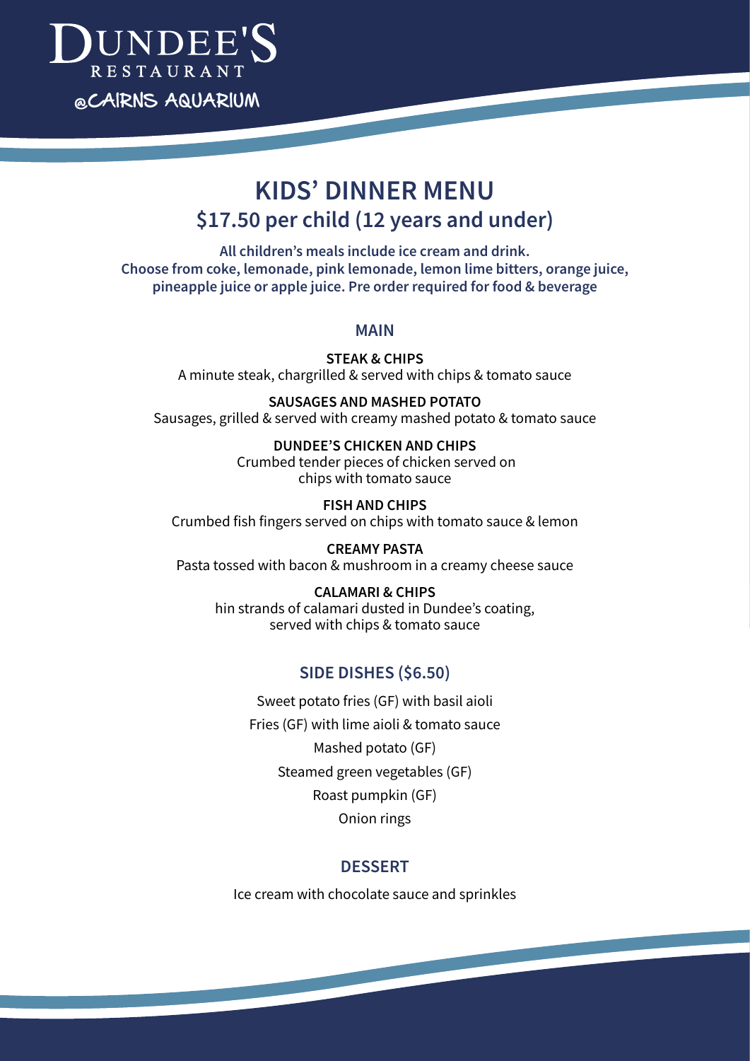# DUNDEE'S RESTAURANT

@CAIRNS AQUARIUM

## KIDS' DINNER MENU

## $17.50 per child (12 years and under)

**All children's meals include ice cream and drink.**
**Choose from coke, lemonade, pink lemonade, lemon lime bitters, orange juice, pineapple juice or apple juice. Pre order required for food & beverage**

### MAIN

**STEAK & CHIPS**
A minute steak, chargrilled & served with chips & tomato sauce

**SAUSAGES AND MASHED POTATO**
Sausages, grilled & served with creamy mashed potato & tomato sauce

**DUNDEE'S CHICKEN AND CHIPS**
Crumbed tender pieces of chicken served on chips with tomato sauce

**FISH AND CHIPS**
Crumbed fish fingers served on chips with tomato sauce & lemon

**CREAMY PASTA**
Pasta tossed with bacon & mushroom in a creamy cheese sauce

**CALAMARI & CHIPS**
hin strands of calamari dusted in Dundee's coating, served with chips & tomato sauce

### SIDE DISHES ($6.50)

Sweet potato fries (GF) with basil aioli

Fries (GF) with lime aioli & tomato sauce

Mashed potato (GF)

Steamed green vegetables (GF)

Roast pumpkin (GF)

Onion rings

### DESSERT

Ice cream with chocolate sauce and sprinkles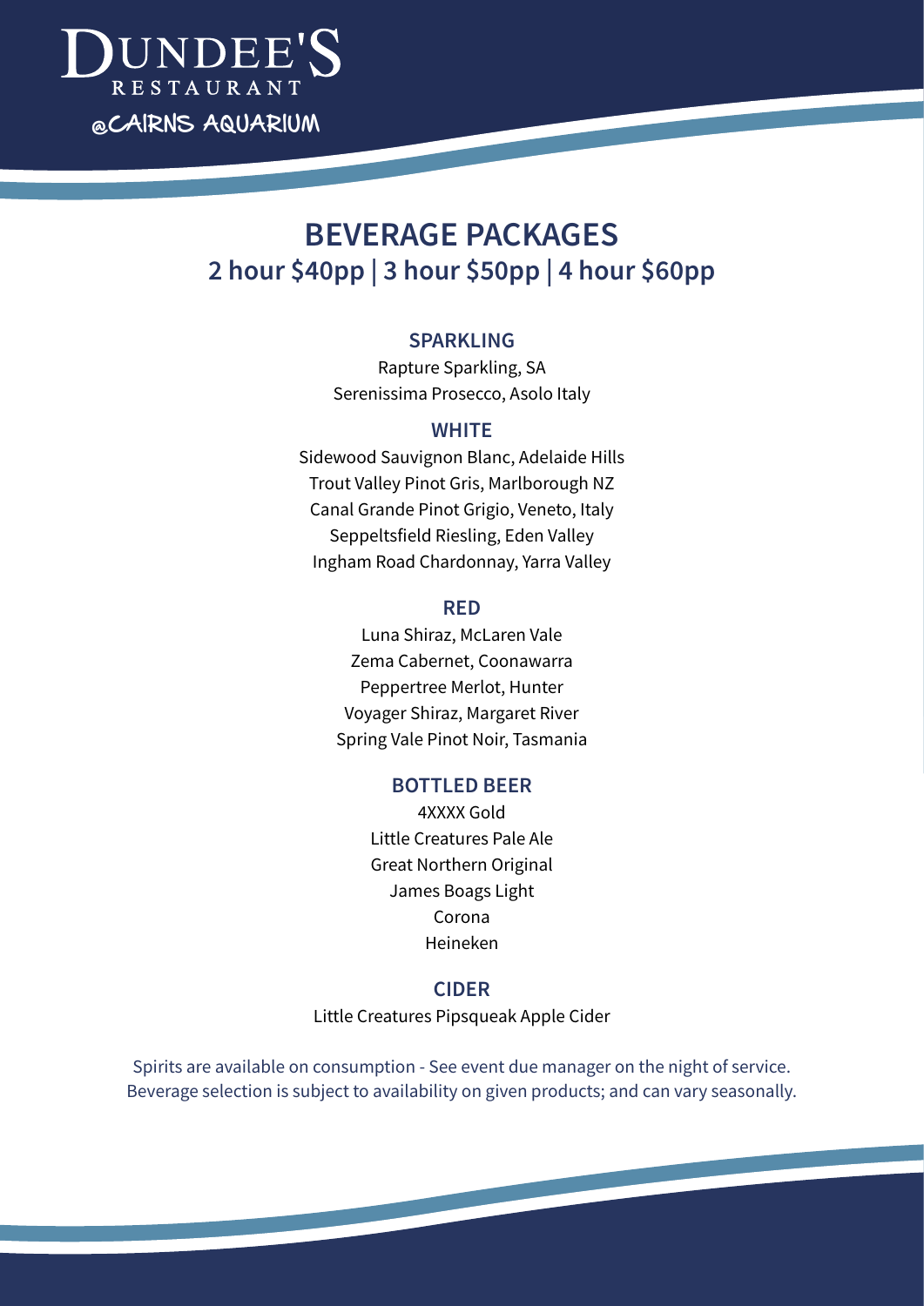DUNDEE'S
RESTAURANT
@CAIRNS AQUARIUM

# BEVERAGE PACKAGES

## 2 hour $40pp | 3 hour $50pp | 4 hour $60pp

### SPARKLING

Rapture Sparkling, SA
Serenissima Prosecco, Asolo Italy

### WHITE

Sidewood Sauvignon Blanc, Adelaide Hills
Trout Valley Pinot Gris, Marlborough NZ
Canal Grande Pinot Grigio, Veneto, Italy
Seppeltsfield Riesling, Eden Valley
Ingham Road Chardonnay, Yarra Valley

### RED

Luna Shiraz, McLaren Vale
Zema Cabernet, Coonawarra
Peppertree Merlot, Hunter
Voyager Shiraz, Margaret River
Spring Vale Pinot Noir, Tasmania

### BOTTLED BEER

4XXXX Gold
Little Creatures Pale Ale
Great Northern Original
James Boags Light
Corona
Heineken

### CIDER

Little Creatures Pipsqueak Apple Cider

Spirits are available on consumption - See event due manager on the night of service.
Beverage selection is subject to availability on given products; and can vary seasonally.